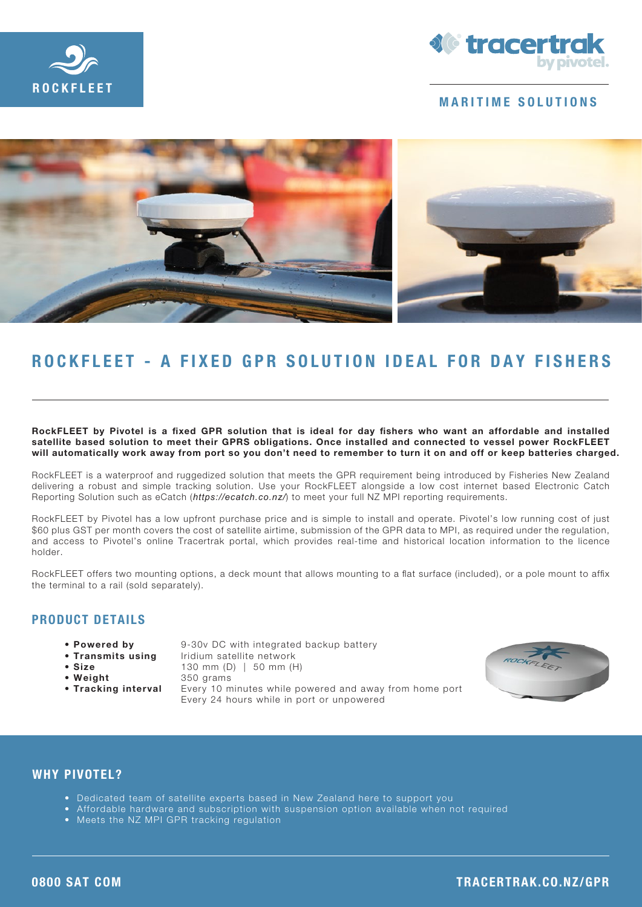ROCKFLEET

tracertrak by pivotel.

MARITIME SOLUTIONS

# ROCKFLEET - A FIXED GPR SOLUTION IDEAL FOR DAY FISHERS

**RockFLEET by Pivotel is a fixed GPR solution that is ideal for day fishers who want an affordable and installed satellite based solution to meet their GPRS obligations. Once installed and connected to vessel power RockFLEET will automatically work away from port so you don't need to remember to turn it on and off or keep batteries charged.**

RockFLEET is a waterproof and ruggedized solution that meets the GPR requirement being introduced by Fisheries New Zealand delivering a robust and simple tracking solution. Use your RockFLEET alongside a low cost internet based Electronic Catch Reporting Solution such as eCatch (*https://ecatch.co.nz/*) to meet your full NZ MPI reporting requirements.

RockFLEET by Pivotel has a low upfront purchase price and is simple to install and operate. Pivotel's low running cost of just $60 plus GST per month covers the cost of satellite airtime, submission of the GPR data to MPI, as required under the regulation, and access to Pivotel's online Tracertrak portal, which provides real-time and historical location information to the licence holder.

RockFLEET offers two mounting options, a deck mount that allows mounting to a flat surface (included), or a pole mount to affix the terminal to a rail (sold separately).

## PRODUCT DETAILS

- **Powered by** 9-30v DC with integrated backup battery
- **Transmits using** Iridium satellite network
- **Size** 130 mm (D) | 50 mm (H)
- **Weight** 350 grams
- **Tracking interval** Every 10 minutes while powered and away from home port; Every 24 hours while in port or unpowered

## WHY PIVOTEL?

- Dedicated team of satellite experts based in New Zealand here to support you
- Affordable hardware and subscription with suspension option available when not required
- Meets the NZ MPI GPR tracking regulation

**0800 SAT COM**

**TRACERTRAK.CO.NZ/GPR**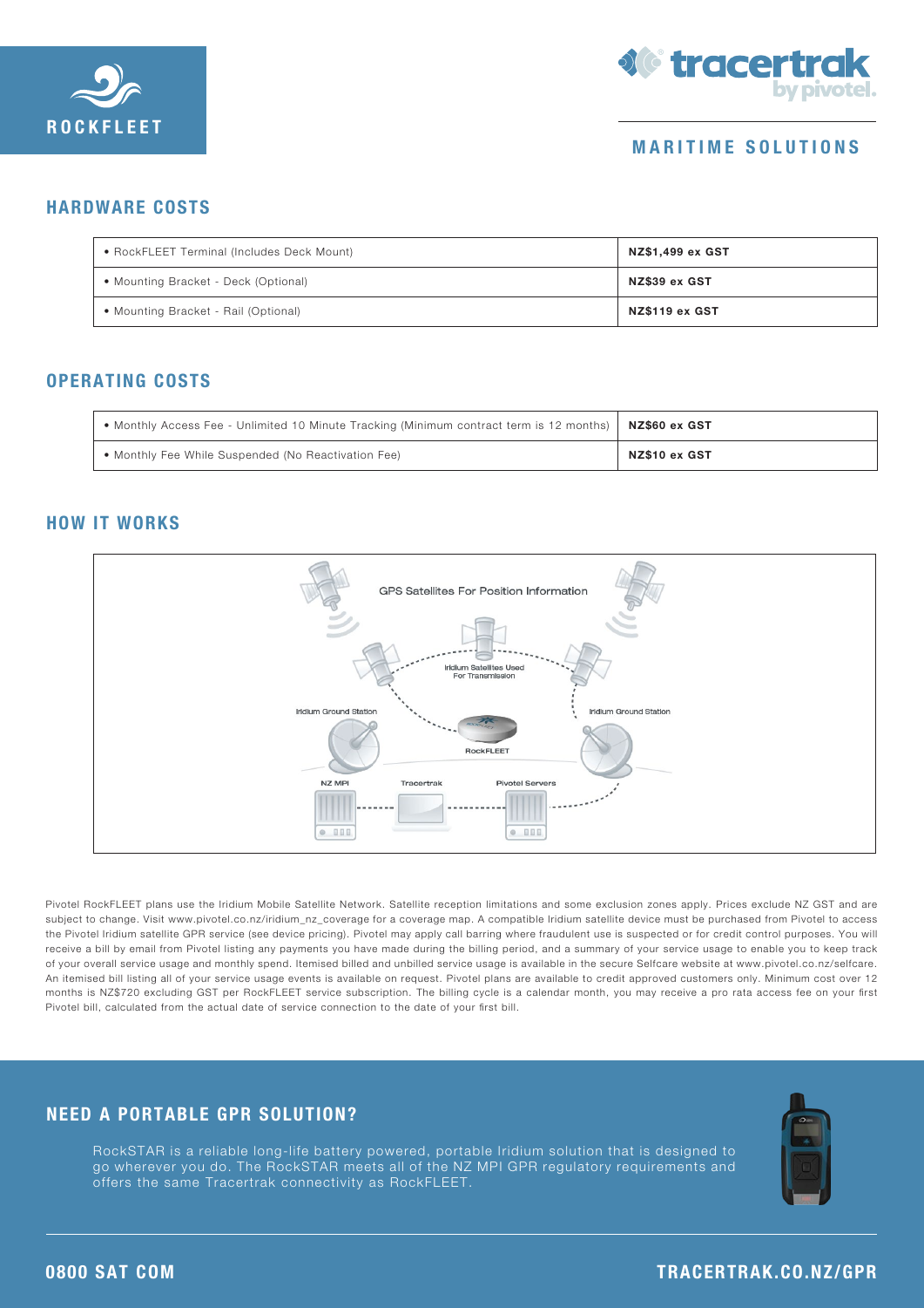ROCKFLEET

tracertrak by pivotel.

MARITIME SOLUTIONS

## HARDWARE COSTS

| | |
|---|---|
| • RockFLEET Terminal (Includes Deck Mount) | **NZ$1,499 ex GST** |
| • Mounting Bracket - Deck (Optional) | **NZ$39 ex GST** |
| • Mounting Bracket - Rail (Optional) | **NZ$119 ex GST** |

## OPERATING COSTS

| | |
|---|---|
| • Monthly Access Fee - Unlimited 10 Minute Tracking (Minimum contract term is 12 months) | **NZ$60 ex GST** |
| • Monthly Fee While Suspended (No Reactivation Fee) | **NZ$10 ex GST** |

## HOW IT WORKS

GPS Satellites For Position Information

Iridium Satellites Used For Transmission

Iridium Ground Station

Iridium Ground Station

RockFLEET

NZ MPI

Tracertrak

Pivotel Servers

Pivotel RockFLEET plans use the Iridium Mobile Satellite Network. Satellite reception limitations and some exclusion zones apply. Prices exclude NZ GST and are subject to change. Visit www.pivotel.co.nz/iridium_nz_coverage for a coverage map. A compatible Iridium satellite device must be purchased from Pivotel to access the Pivotel Iridium satellite GPR service (see device pricing). Pivotel may apply call barring where fraudulent use is suspected or for credit control purposes. You will receive a bill by email from Pivotel listing any payments you have made during the billing period, and a summary of your service usage to enable you to keep track of your overall service usage and monthly spend. Itemised billed and unbilled service usage is available in the secure Selfcare website at www.pivotel.co.nz/selfcare. An itemised bill listing all of your service usage events is available on request. Pivotel plans are available to credit approved customers only. Minimum cost over 12 months is NZ$720 excluding GST per RockFLEET service subscription. The billing cycle is a calendar month, you may receive a pro rata access fee on your first Pivotel bill, calculated from the actual date of service connection to the date of your first bill.

## NEED A PORTABLE GPR SOLUTION?

RockSTAR is a reliable long-life battery powered, portable Iridium solution that is designed to go wherever you do. The RockSTAR meets all of the NZ MPI GPR regulatory requirements and offers the same Tracertrak connectivity as RockFLEET.

**0800 SAT COM**

**TRACERTRAK.CO.NZ/GPR**